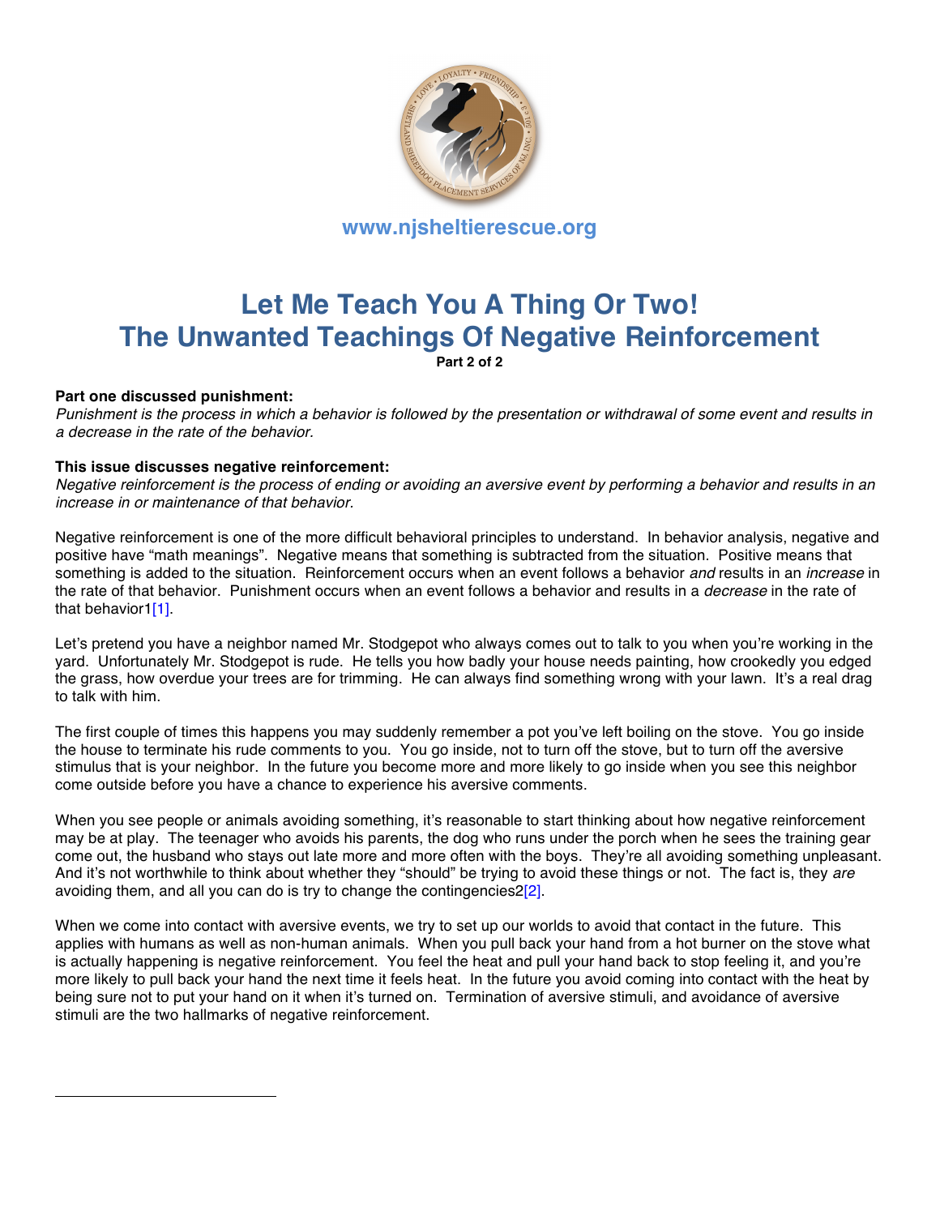www.njsheltierescue.org

# Let Me Teach You A Thing Or Two!
# The Unwanted Teachings Of Negative Reinforcement

**Part 2 of 2**

**Part one discussed punishment:**
*Punishment is the process in which a behavior is followed by the presentation or withdrawal of some event and results in a decrease in the rate of the behavior.*

**This issue discusses negative reinforcement:**
*Negative reinforcement is the process of ending or avoiding an aversive event by performing a behavior and results in an increase in or maintenance of that behavior.*

Negative reinforcement is one of the more difficult behavioral principles to understand. In behavior analysis, negative and positive have "math meanings". Negative means that something is subtracted from the situation. Positive means that something is added to the situation. Reinforcement occurs when an event follows a behavior *and* results in an *increase* in the rate of that behavior. Punishment occurs when an event follows a behavior and results in a *decrease* in the rate of that behavior1[1].

Let's pretend you have a neighbor named Mr. Stodgepot who always comes out to talk to you when you're working in the yard. Unfortunately Mr. Stodgepot is rude. He tells you how badly your house needs painting, how crookedly you edged the grass, how overdue your trees are for trimming. He can always find something wrong with your lawn. It's a real drag to talk with him.

The first couple of times this happens you may suddenly remember a pot you've left boiling on the stove. You go inside the house to terminate his rude comments to you. You go inside, not to turn off the stove, but to turn off the aversive stimulus that is your neighbor. In the future you become more and more likely to go inside when you see this neighbor come outside before you have a chance to experience his aversive comments.

When you see people or animals avoiding something, it's reasonable to start thinking about how negative reinforcement may be at play. The teenager who avoids his parents, the dog who runs under the porch when he sees the training gear come out, the husband who stays out late more and more often with the boys. They're all avoiding something unpleasant. And it's not worthwhile to think about whether they "should" be trying to avoid these things or not. The fact is, they *are* avoiding them, and all you can do is try to change the contingencies2[2].

When we come into contact with aversive events, we try to set up our worlds to avoid that contact in the future. This applies with humans as well as non-human animals. When you pull back your hand from a hot burner on the stove what is actually happening is negative reinforcement. You feel the heat and pull your hand back to stop feeling it, and you're more likely to pull back your hand the next time it feels heat. In the future you avoid coming into contact with the heat by being sure not to put your hand on it when it's turned on. Termination of aversive stimuli, and avoidance of aversive stimuli are the two hallmarks of negative reinforcement.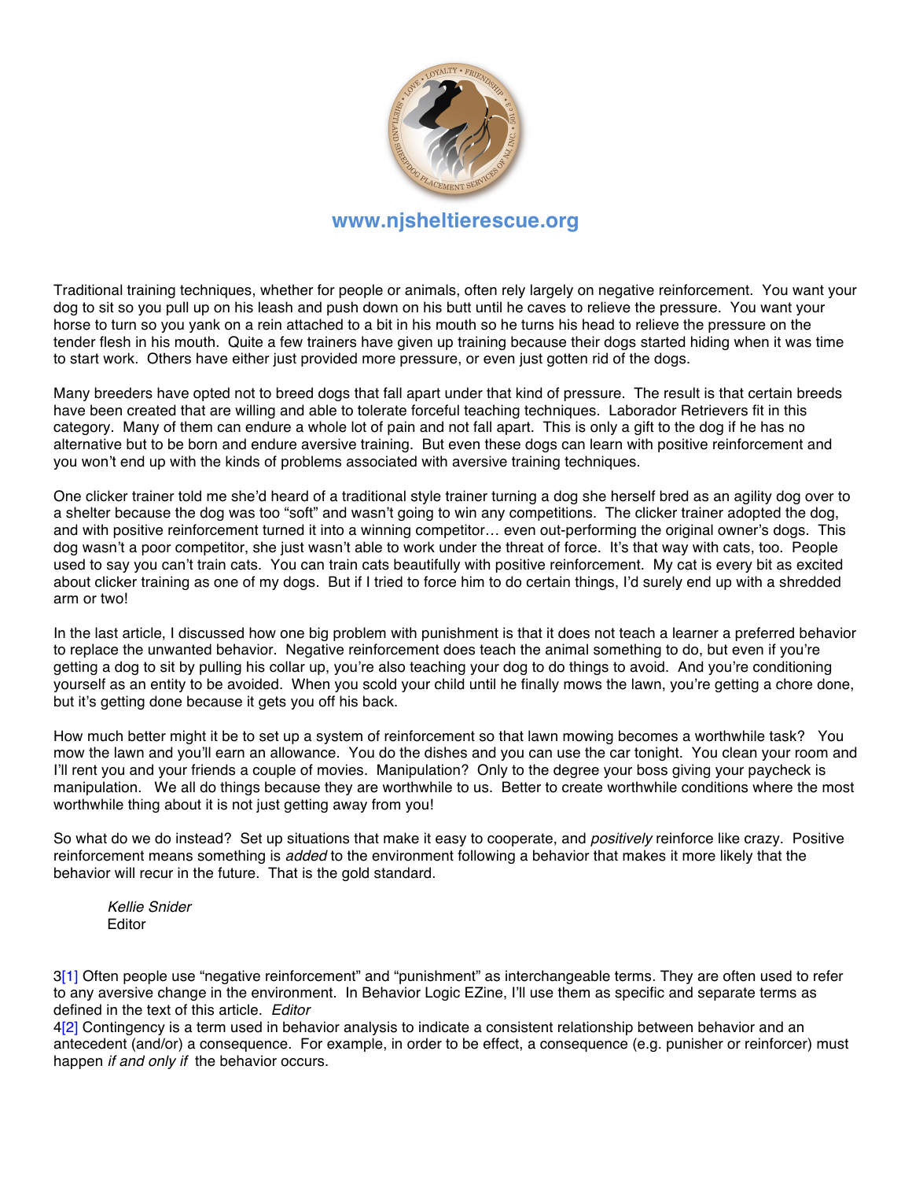www.njsheltierescue.org

Traditional training techniques, whether for people or animals, often rely largely on negative reinforcement. You want your dog to sit so you pull up on his leash and push down on his butt until he caves to relieve the pressure. You want your horse to turn so you yank on a rein attached to a bit in his mouth so he turns his head to relieve the pressure on the tender flesh in his mouth. Quite a few trainers have given up training because their dogs started hiding when it was time to start work. Others have either just provided more pressure, or even just gotten rid of the dogs.

Many breeders have opted not to breed dogs that fall apart under that kind of pressure. The result is that certain breeds have been created that are willing and able to tolerate forceful teaching techniques. Laborador Retrievers fit in this category. Many of them can endure a whole lot of pain and not fall apart. This is only a gift to the dog if he has no alternative but to be born and endure aversive training. But even these dogs can learn with positive reinforcement and you won't end up with the kinds of problems associated with aversive training techniques.

One clicker trainer told me she'd heard of a traditional style trainer turning a dog she herself bred as an agility dog over to a shelter because the dog was too "soft" and wasn't going to win any competitions. The clicker trainer adopted the dog, and with positive reinforcement turned it into a winning competitor… even out-performing the original owner's dogs. This dog wasn't a poor competitor, she just wasn't able to work under the threat of force. It's that way with cats, too. People used to say you can't train cats. You can train cats beautifully with positive reinforcement. My cat is every bit as excited about clicker training as one of my dogs. But if I tried to force him to do certain things, I'd surely end up with a shredded arm or two!

In the last article, I discussed how one big problem with punishment is that it does not teach a learner a preferred behavior to replace the unwanted behavior. Negative reinforcement does teach the animal something to do, but even if you're getting a dog to sit by pulling his collar up, you're also teaching your dog to do things to avoid. And you're conditioning yourself as an entity to be avoided. When you scold your child until he finally mows the lawn, you're getting a chore done, but it's getting done because it gets you off his back.

How much better might it be to set up a system of reinforcement so that lawn mowing becomes a worthwhile task? You mow the lawn and you'll earn an allowance. You do the dishes and you can use the car tonight. You clean your room and I'll rent you and your friends a couple of movies. Manipulation? Only to the degree your boss giving your paycheck is manipulation. We all do things because they are worthwhile to us. Better to create worthwhile conditions where the most worthwhile thing about it is not just getting away from you!

So what do we do instead? Set up situations that make it easy to cooperate, and *positively* reinforce like crazy. Positive reinforcement means something is *added* to the environment following a behavior that makes it more likely that the behavior will recur in the future. That is the gold standard.

*Kellie Snider*
Editor

3[1] Often people use "negative reinforcement" and "punishment" as interchangeable terms. They are often used to refer to any aversive change in the environment. In Behavior Logic EZine, I'll use them as specific and separate terms as defined in the text of this article. *Editor*

4[2] Contingency is a term used in behavior analysis to indicate a consistent relationship between behavior and an antecedent (and/or) a consequence. For example, in order to be effect, a consequence (e.g. punisher or reinforcer) must happen *if and only if* the behavior occurs.